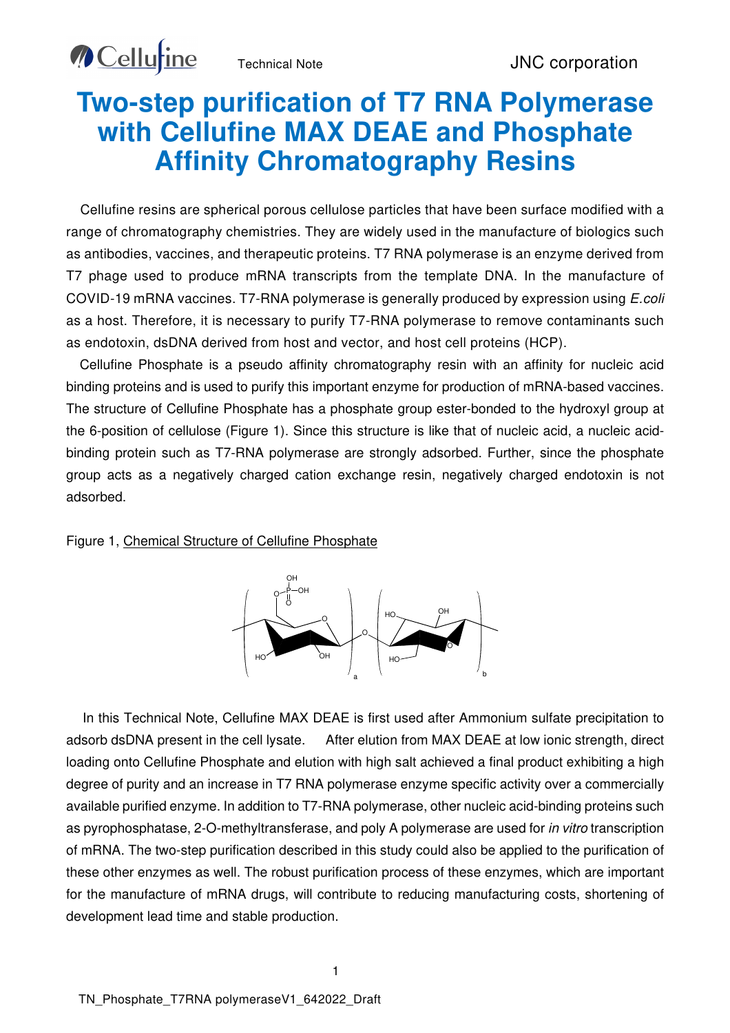Technical Note

JNC corporation

# Two-step purification of T7 RNA Polymerase with Cellufine MAX DEAE and Phosphate Affinity Chromatography Resins

Cellufine resins are spherical porous cellulose particles that have been surface modified with a range of chromatography chemistries. They are widely used in the manufacture of biologics such as antibodies, vaccines, and therapeutic proteins. T7 RNA polymerase is an enzyme derived from T7 phage used to produce mRNA transcripts from the template DNA. In the manufacture of COVID-19 mRNA vaccines. T7-RNA polymerase is generally produced by expression using *E.coli* as a host. Therefore, it is necessary to purify T7-RNA polymerase to remove contaminants such as endotoxin, dsDNA derived from host and vector, and host cell proteins (HCP).

Cellufine Phosphate is a pseudo affinity chromatography resin with an affinity for nucleic acid binding proteins and is used to purify this important enzyme for production of mRNA-based vaccines. The structure of Cellufine Phosphate has a phosphate group ester-bonded to the hydroxyl group at the 6-position of cellulose (Figure 1). Since this structure is like that of nucleic acid, a nucleic acid-binding protein such as T7-RNA polymerase are strongly adsorbed. Further, since the phosphate group acts as a negatively charged cation exchange resin, negatively charged endotoxin is not adsorbed.

Figure 1, Chemical Structure of Cellufine Phosphate

In this Technical Note, Cellufine MAX DEAE is first used after Ammonium sulfate precipitation to adsorb dsDNA present in the cell lysate. After elution from MAX DEAE at low ionic strength, direct loading onto Cellufine Phosphate and elution with high salt achieved a final product exhibiting a high degree of purity and an increase in T7 RNA polymerase enzyme specific activity over a commercially available purified enzyme. In addition to T7-RNA polymerase, other nucleic acid-binding proteins such as pyrophosphatase, 2-O-methyltransferase, and poly A polymerase are used for *in vitro* transcription of mRNA. The two-step purification described in this study could also be applied to the purification of these other enzymes as well. The robust purification process of these enzymes, which are important for the manufacture of mRNA drugs, will contribute to reducing manufacturing costs, shortening of development lead time and stable production.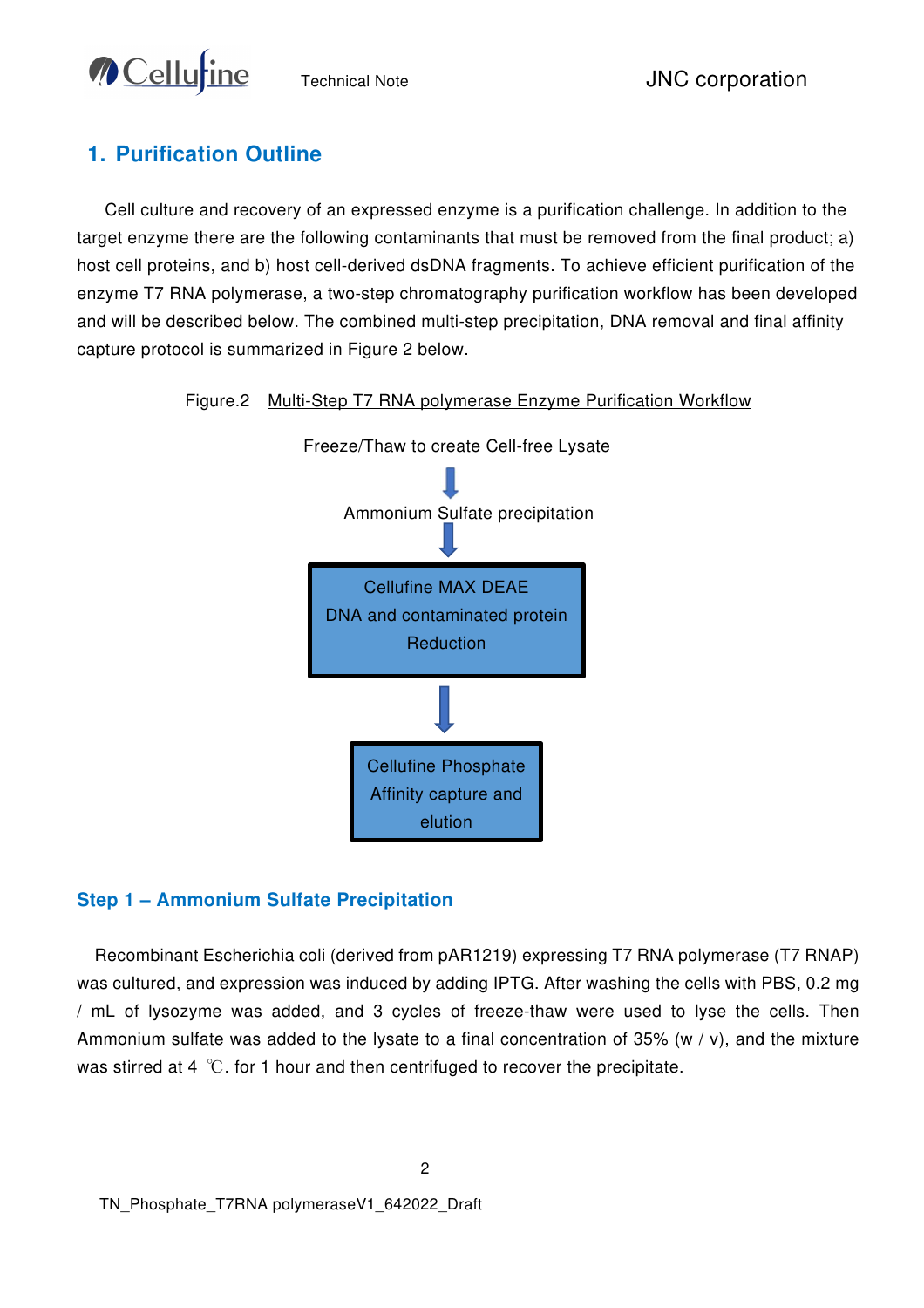## 1. Purification Outline

Cell culture and recovery of an expressed enzyme is a purification challenge. In addition to the target enzyme there are the following contaminants that must be removed from the final product; a) host cell proteins, and b) host cell-derived dsDNA fragments. To achieve efficient purification of the enzyme T7 RNA polymerase, a two-step chromatography purification workflow has been developed and will be described below. The combined multi-step precipitation, DNA removal and final affinity capture protocol is summarized in Figure 2 below.

Figure.2 Multi-Step T7 RNA polymerase Enzyme Purification Workflow

Freeze/Thaw to create Cell-free Lysate

↓

Ammonium Sulfate precipitation

↓

Cellufine MAX DEAE
DNA and contaminated protein Reduction

↓

Cellufine Phosphate
Affinity capture and elution

### Step 1 – Ammonium Sulfate Precipitation

Recombinant Escherichia coli (derived from pAR1219) expressing T7 RNA polymerase (T7 RNAP) was cultured, and expression was induced by adding IPTG. After washing the cells with PBS, 0.2 mg / mL of lysozyme was added, and 3 cycles of freeze-thaw were used to lyse the cells. Then Ammonium sulfate was added to the lysate to a final concentration of 35% (w / v), and the mixture was stirred at 4 ℃. for 1 hour and then centrifuged to recover the precipitate.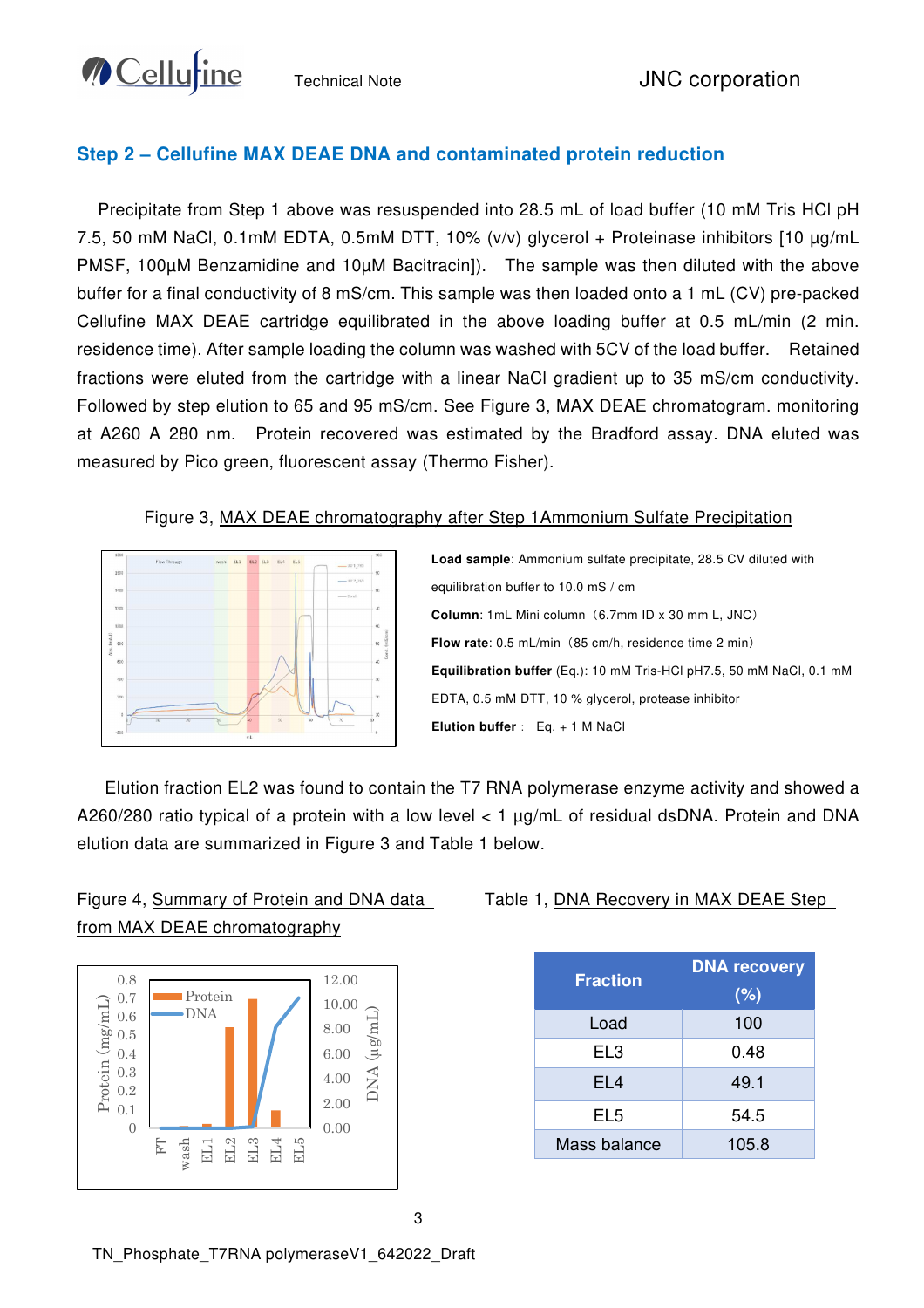## Step 2 – Cellufine MAX DEAE DNA and contaminated protein reduction

Precipitate from Step 1 above was resuspended into 28.5 mL of load buffer (10 mM Tris HCl pH 7.5, 50 mM NaCl, 0.1mM EDTA, 0.5mM DTT, 10% (v/v) glycerol + Proteinase inhibitors [10 μg/mL PMSF, 100μM Benzamidine and 10μM Bacitracin]). The sample was then diluted with the above buffer for a final conductivity of 8 mS/cm. This sample was then loaded onto a 1 mL (CV) pre-packed Cellufine MAX DEAE cartridge equilibrated in the above loading buffer at 0.5 mL/min (2 min. residence time). After sample loading the column was washed with 5CV of the load buffer. Retained fractions were eluted from the cartridge with a linear NaCl gradient up to 35 mS/cm conductivity. Followed by step elution to 65 and 95 mS/cm. See Figure 3, MAX DEAE chromatogram. monitoring at A260 A 280 nm. Protein recovered was estimated by the Bradford assay. DNA eluted was measured by Pico green, fluorescent assay (Thermo Fisher).

Figure 3, MAX DEAE chromatography after Step 1Ammonium Sulfate Precipitation

**Load sample**: Ammonium sulfate precipitate, 28.5 CV diluted with equilibration buffer to 10.0 mS / cm

**Column**: 1mL Mini column（6.7mm ID x 30 mm L, JNC）

**Flow rate**: 0.5 mL/min（85 cm/h, residence time 2 min）

**Equilibration buffer** (Eq.): 10 mM Tris-HCl pH7.5, 50 mM NaCl, 0.1 mM EDTA, 0.5 mM DTT, 10 % glycerol, protease inhibitor

**Elution buffer**： Eq. + 1 M NaCl

Elution fraction EL2 was found to contain the T7 RNA polymerase enzyme activity and showed a A260/280 ratio typical of a protein with a low level < 1 μg/mL of residual dsDNA. Protein and DNA elution data are summarized in Figure 3 and Table 1 below.

Figure 4, Summary of Protein and DNA data from MAX DEAE chromatography

Table 1, DNA Recovery in MAX DEAE Step

| Fraction | DNA recovery (%) |
|---|---|
| Load | 100 |
| EL3 | 0.48 |
| EL4 | 49.1 |
| EL5 | 54.5 |
| Mass balance | 105.8 |

TN_Phosphate_T7RNA polymeraseV1_642022_Draft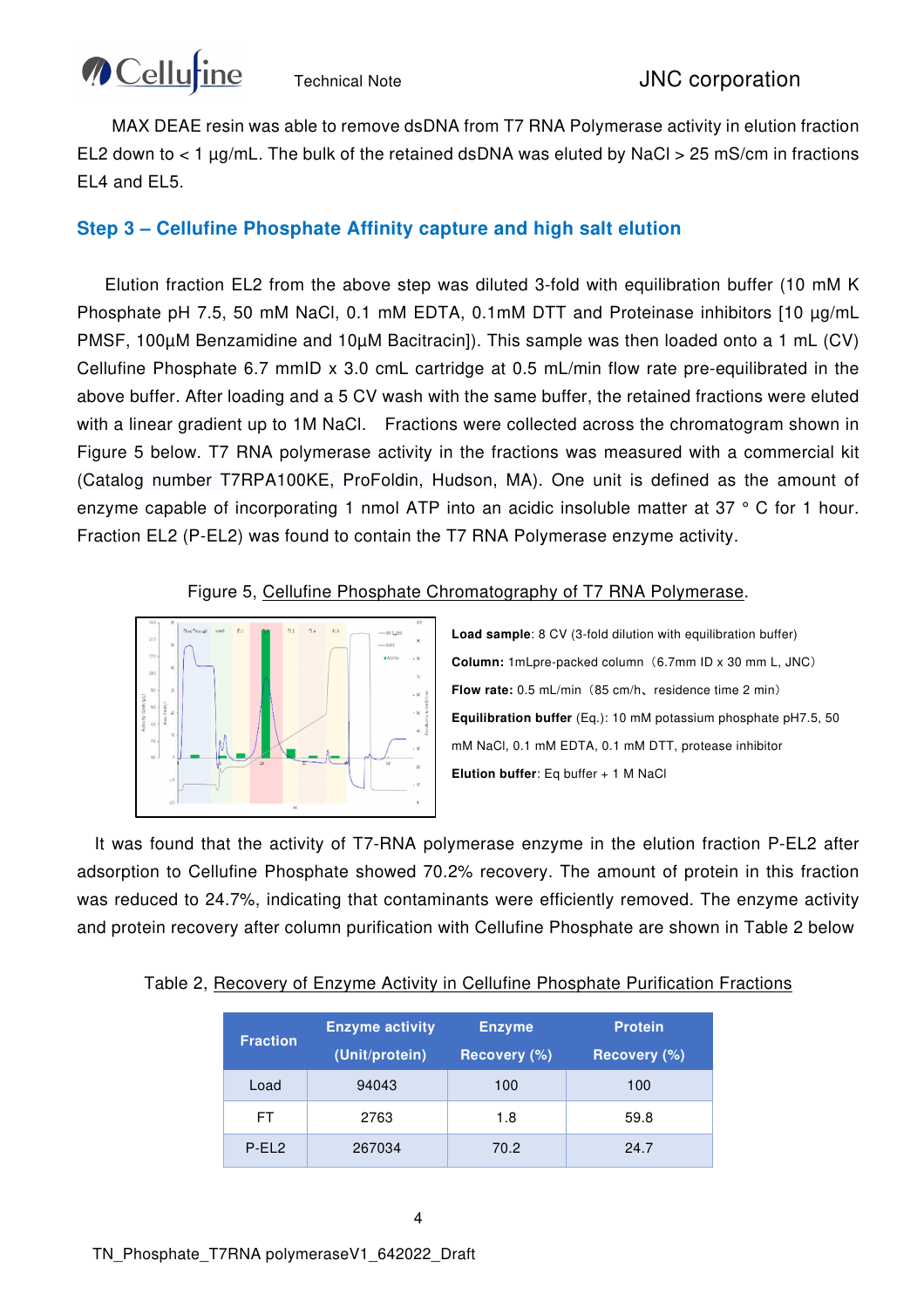MAX DEAE resin was able to remove dsDNA from T7 RNA Polymerase activity in elution fraction EL2 down to < 1 µg/mL. The bulk of the retained dsDNA was eluted by NaCl > 25 mS/cm in fractions EL4 and EL5.

## Step 3 – Cellufine Phosphate Affinity capture and high salt elution

Elution fraction EL2 from the above step was diluted 3-fold with equilibration buffer (10 mM K Phosphate pH 7.5, 50 mM NaCl, 0.1 mM EDTA, 0.1mM DTT and Proteinase inhibitors [10 µg/mL PMSF, 100µM Benzamidine and 10µM Bacitracin]). This sample was then loaded onto a 1 mL (CV) Cellufine Phosphate 6.7 mmID x 3.0 cmL cartridge at 0.5 mL/min flow rate pre-equilibrated in the above buffer. After loading and a 5 CV wash with the same buffer, the retained fractions were eluted with a linear gradient up to 1M NaCl. Fractions were collected across the chromatogram shown in Figure 5 below. T7 RNA polymerase activity in the fractions was measured with a commercial kit (Catalog number T7RPA100KE, ProFoldin, Hudson, MA). One unit is defined as the amount of enzyme capable of incorporating 1 nmol ATP into an acidic insoluble matter at 37 ° C for 1 hour. Fraction EL2 (P-EL2) was found to contain the T7 RNA Polymerase enzyme activity.

Figure 5, Cellufine Phosphate Chromatography of T7 RNA Polymerase.

**Load sample**: 8 CV (3-fold dilution with equilibration buffer)

**Column:** 1mLpre-packed column（6.7mm ID x 30 mm L, JNC）

**Flow rate:** 0.5 mL/min（85 cm/h、residence time 2 min）

**Equilibration buffer** (Eq.): 10 mM potassium phosphate pH7.5, 50 mM NaCl, 0.1 mM EDTA, 0.1 mM DTT, protease inhibitor

**Elution buffer**: Eq buffer + 1 M NaCl

It was found that the activity of T7-RNA polymerase enzyme in the elution fraction P-EL2 after adsorption to Cellufine Phosphate showed 70.2% recovery. The amount of protein in this fraction was reduced to 24.7%, indicating that contaminants were efficiently removed. The enzyme activity and protein recovery after column purification with Cellufine Phosphate are shown in Table 2 below

Table 2, Recovery of Enzyme Activity in Cellufine Phosphate Purification Fractions

| Fraction | Enzyme activity (Unit/protein) | Enzyme Recovery (%) | Protein Recovery (%) |
|---|---|---|---|
| Load | 94043 | 100 | 100 |
| FT | 2763 | 1.8 | 59.8 |
| P-EL2 | 267034 | 70.2 | 24.7 |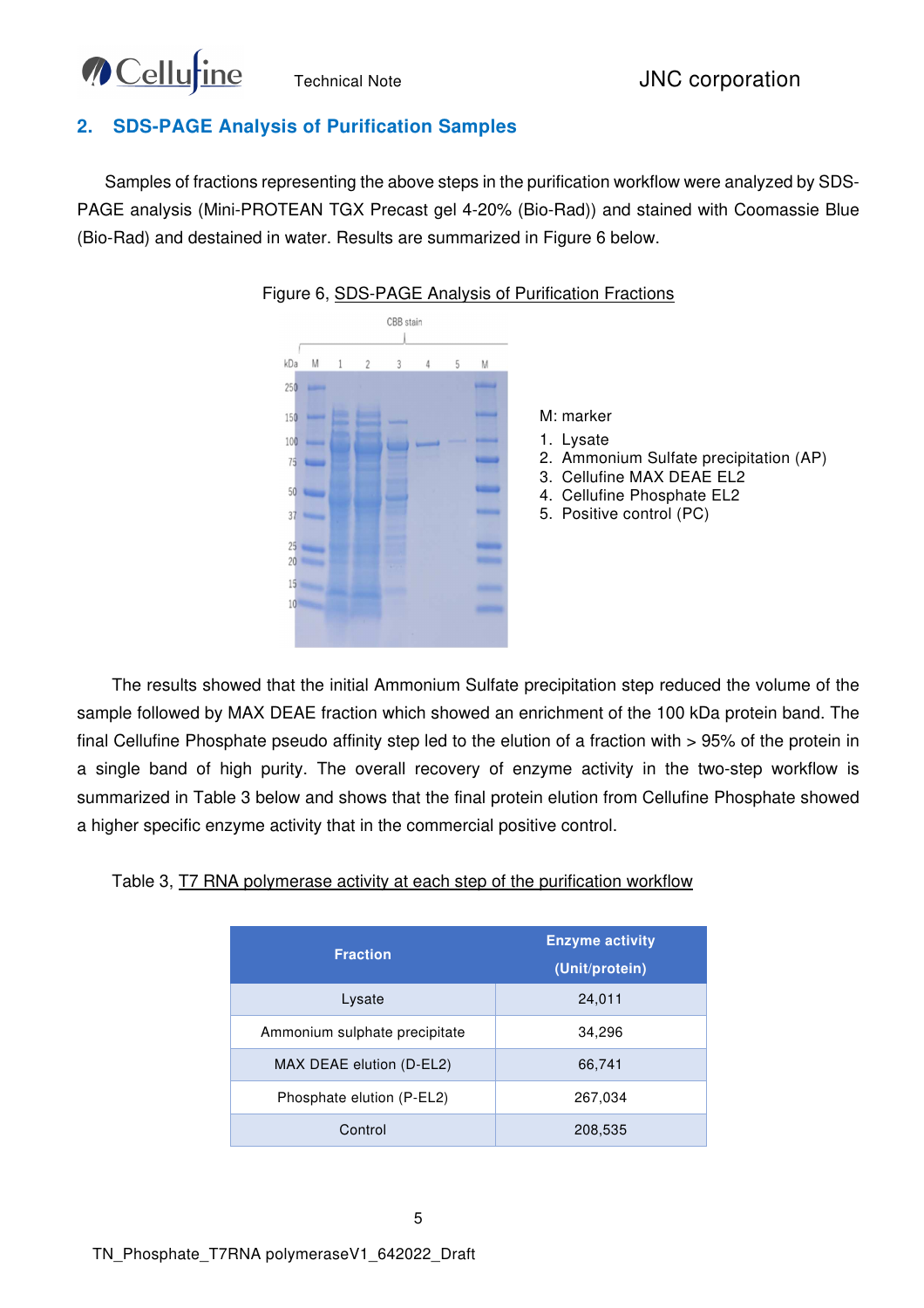## 2. SDS-PAGE Analysis of Purification Samples

Samples of fractions representing the above steps in the purification workflow were analyzed by SDS-PAGE analysis (Mini-PROTEAN TGX Precast gel 4-20% (Bio-Rad)) and stained with Coomassie Blue (Bio-Rad) and destained in water. Results are summarized in Figure 6 below.

Figure 6, SDS-PAGE Analysis of Purification Fractions

M: marker

1. Lysate
2. Ammonium Sulfate precipitation (AP)
3. Cellufine MAX DEAE EL2
4. Cellufine Phosphate EL2
5. Positive control (PC)

The results showed that the initial Ammonium Sulfate precipitation step reduced the volume of the sample followed by MAX DEAE fraction which showed an enrichment of the 100 kDa protein band. The final Cellufine Phosphate pseudo affinity step led to the elution of a fraction with > 95% of the protein in a single band of high purity. The overall recovery of enzyme activity in the two-step workflow is summarized in Table 3 below and shows that the final protein elution from Cellufine Phosphate showed a higher specific enzyme activity that in the commercial positive control.

Table 3, T7 RNA polymerase activity at each step of the purification workflow

| Fraction | Enzyme activity (Unit/protein) |
|---|---|
| Lysate | 24,011 |
| Ammonium sulphate precipitate | 34,296 |
| MAX DEAE elution (D-EL2) | 66,741 |
| Phosphate elution (P-EL2) | 267,034 |
| Control | 208,535 |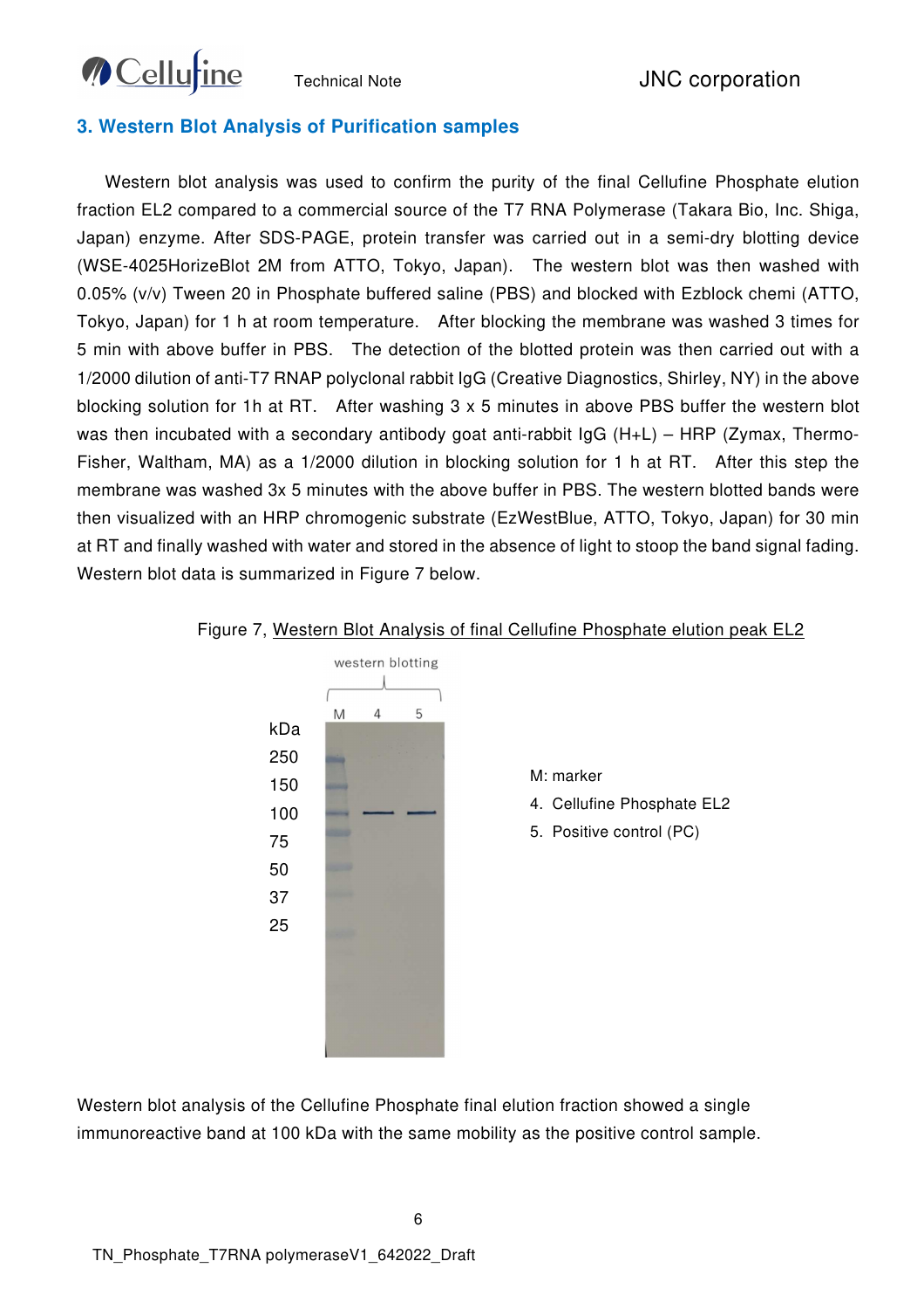## 3. Western Blot Analysis of Purification samples

Western blot analysis was used to confirm the purity of the final Cellufine Phosphate elution fraction EL2 compared to a commercial source of the T7 RNA Polymerase (Takara Bio, Inc. Shiga, Japan) enzyme. After SDS-PAGE, protein transfer was carried out in a semi-dry blotting device (WSE-4025HorizeBlot 2M from ATTO, Tokyo, Japan). The western blot was then washed with 0.05% (v/v) Tween 20 in Phosphate buffered saline (PBS) and blocked with Ezblock chemi (ATTO, Tokyo, Japan) for 1 h at room temperature. After blocking the membrane was washed 3 times for 5 min with above buffer in PBS. The detection of the blotted protein was then carried out with a 1/2000 dilution of anti-T7 RNAP polyclonal rabbit IgG (Creative Diagnostics, Shirley, NY) in the above blocking solution for 1h at RT. After washing 3 x 5 minutes in above PBS buffer the western blot was then incubated with a secondary antibody goat anti-rabbit IgG (H+L) – HRP (Zymax, Thermo-Fisher, Waltham, MA) as a 1/2000 dilution in blocking solution for 1 h at RT. After this step the membrane was washed 3x 5 minutes with the above buffer in PBS. The western blotted bands were then visualized with an HRP chromogenic substrate (EzWestBlue, ATTO, Tokyo, Japan) for 30 min at RT and finally washed with water and stored in the absence of light to stoop the band signal fading. Western blot data is summarized in Figure 7 below.

Figure 7, Western Blot Analysis of final Cellufine Phosphate elution peak EL2

western blotting

| kDa | M | 4 | 5 |
|---|---|---|---|
| 250 | | | |
| 150 | | | |
| 100 | | | |
| 75 | | | |
| 50 | | | |
| 37 | | | |
| 25 | | | |

M: marker

4. Cellufine Phosphate EL2
5. Positive control (PC)

Western blot analysis of the Cellufine Phosphate final elution fraction showed a single immunoreactive band at 100 kDa with the same mobility as the positive control sample.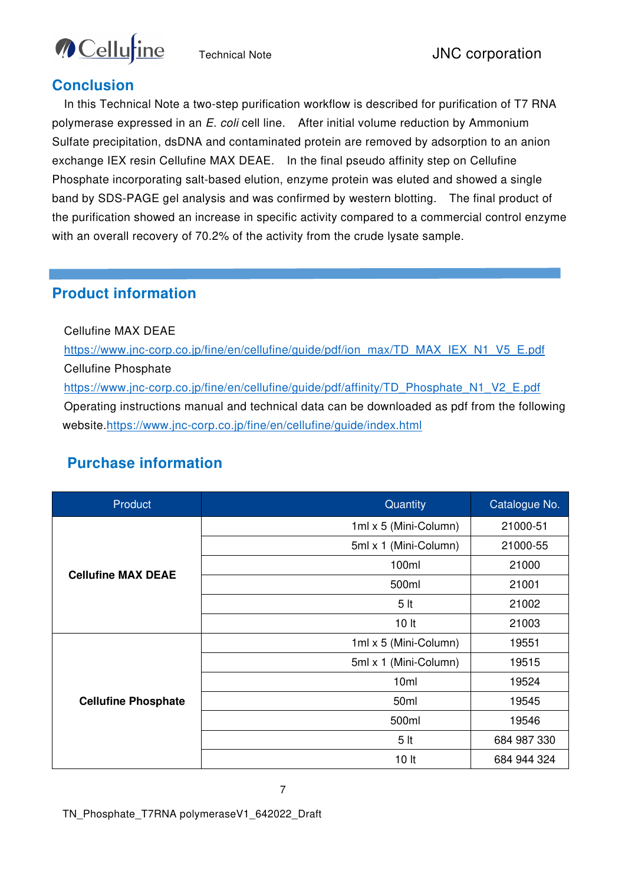## Conclusion

In this Technical Note a two-step purification workflow is described for purification of T7 RNA polymerase expressed in an *E. coli* cell line. After initial volume reduction by Ammonium Sulfate precipitation, dsDNA and contaminated protein are removed by adsorption to an anion exchange IEX resin Cellufine MAX DEAE. In the final pseudo affinity step on Cellufine Phosphate incorporating salt-based elution, enzyme protein was eluted and showed a single band by SDS-PAGE gel analysis and was confirmed by western blotting. The final product of the purification showed an increase in specific activity compared to a commercial control enzyme with an overall recovery of 70.2% of the activity from the crude lysate sample.

## Product information

Cellufine MAX DEAE
https://www.jnc-corp.co.jp/fine/en/cellufine/guide/pdf/ion_max/TD_MAX_IEX_N1_V5_E.pdf
Cellufine Phosphate
https://www.jnc-corp.co.jp/fine/en/cellufine/guide/pdf/affinity/TD_Phosphate_N1_V2_E.pdf
Operating instructions manual and technical data can be downloaded as pdf from the following website.https://www.jnc-corp.co.jp/fine/en/cellufine/guide/index.html

## Purchase information

| Product | Quantity | Catalogue No. |
|---|---|---|
| **Cellufine MAX DEAE** | 1ml x 5 (Mini-Column) | 21000-51 |
| | 5ml x 1 (Mini-Column) | 21000-55 |
| | 100ml | 21000 |
| | 500ml | 21001 |
| | 5 lt | 21002 |
| | 10 lt | 21003 |
| **Cellufine Phosphate** | 1ml x 5 (Mini-Column) | 19551 |
| | 5ml x 1 (Mini-Column) | 19515 |
| | 10ml | 19524 |
| | 50ml | 19545 |
| | 500ml | 19546 |
| | 5 lt | 684 987 330 |
| | 10 lt | 684 944 324 |

TN_Phosphate_T7RNA polymeraseV1_642022_Draft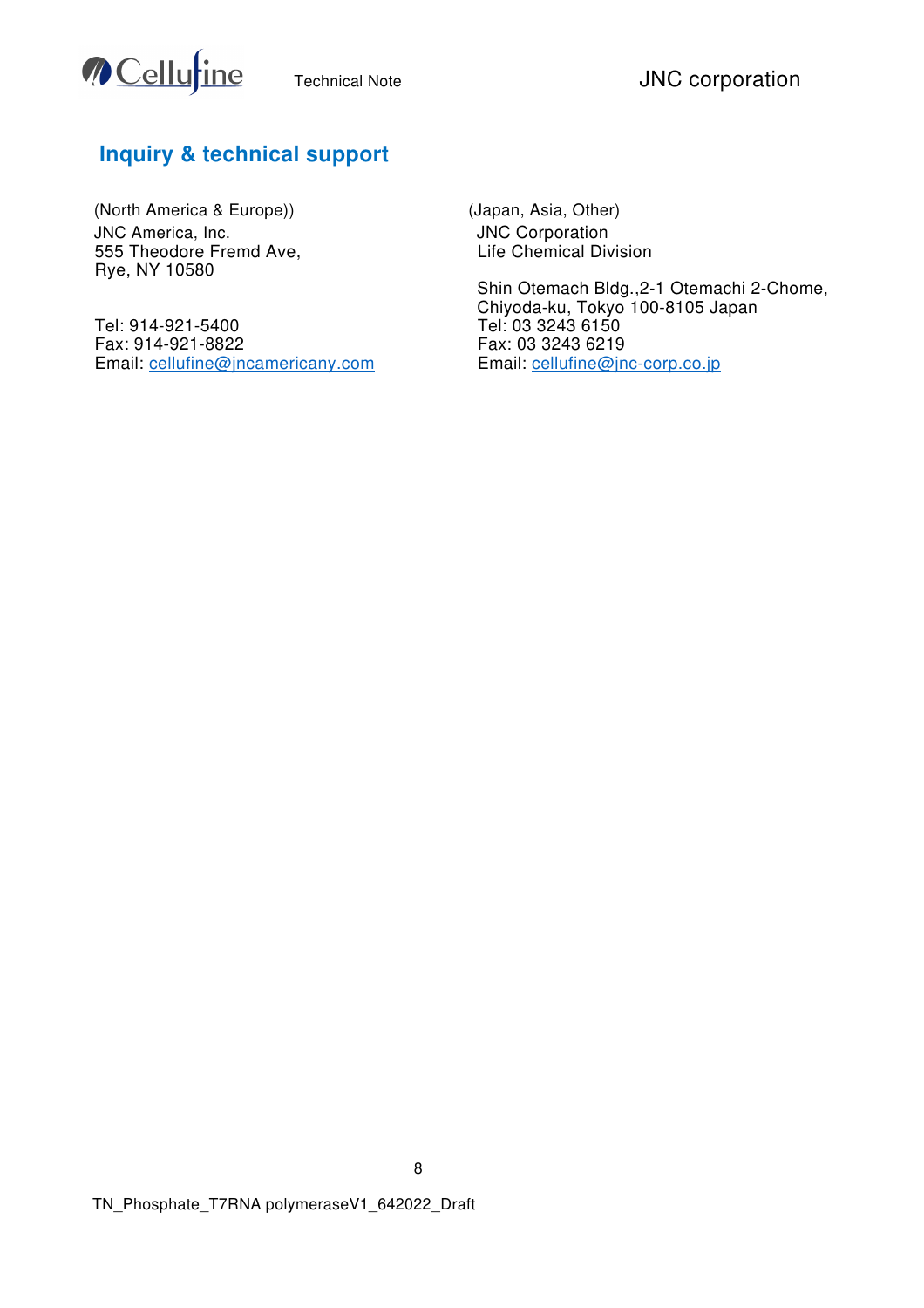## Inquiry & technical support

(North America & Europe))
JNC America, Inc.
555 Theodore Fremd Ave,
Rye, NY 10580

Tel: 914-921-5400
Fax: 914-921-8822
Email: cellufine@jncamericany.com

(Japan, Asia, Other)
JNC Corporation
Life Chemical Division

Shin Otemach Bldg.,2-1 Otemachi 2-Chome,
Chiyoda-ku, Tokyo 100-8105 Japan
Tel: 03 3243 6150
Fax: 03 3243 6219
Email: cellufine@jnc-corp.co.jp